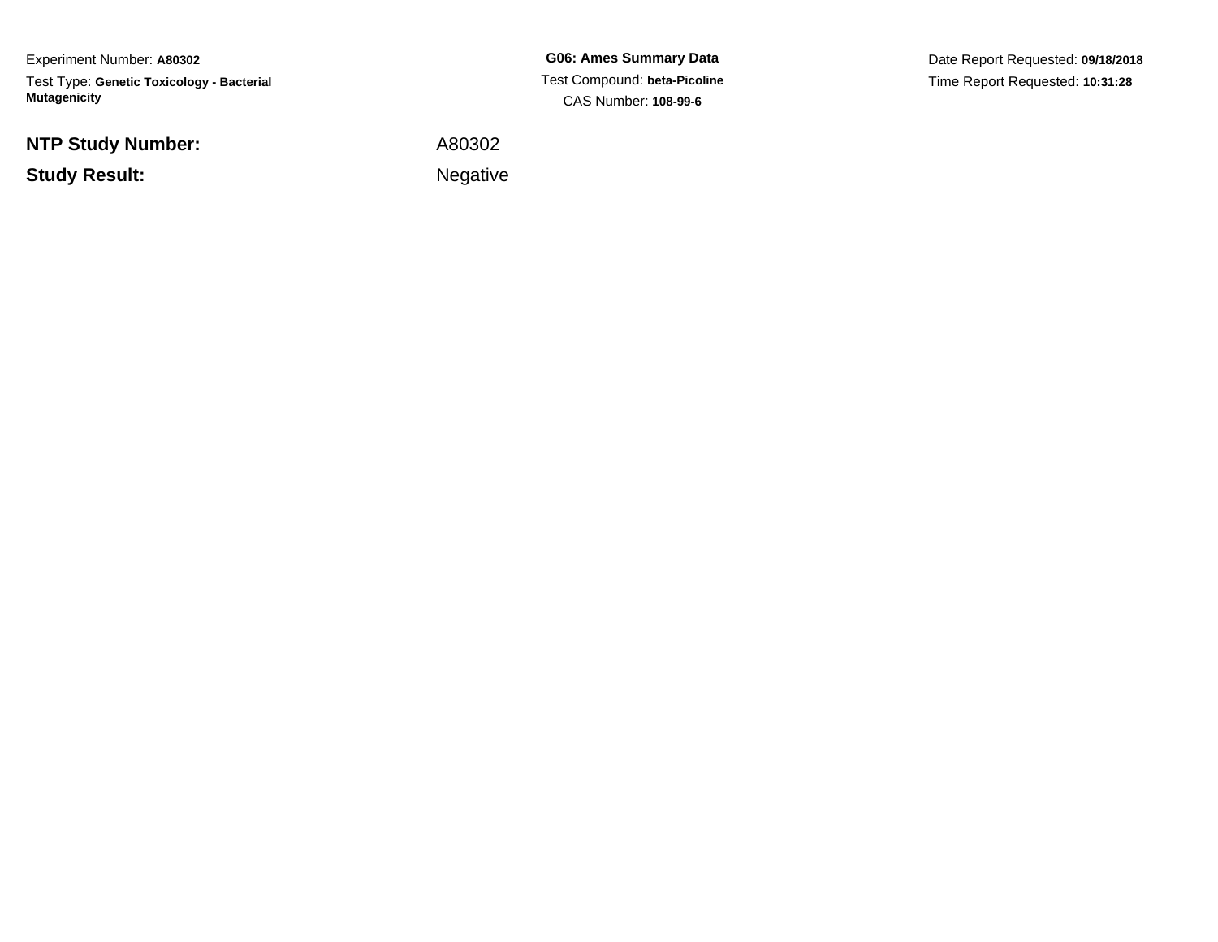Experiment Number: **A80302**

Test Type: **Genetic Toxicology - Bacterial Mutagenicity**

**G06: Ames Summary Data**

Test Compound: **beta-Picoline**

CAS Number: **108-99-6**

Date Report Requested: **09/18/2018**

Time Report Requested: **10:31:28**

**NTP Study Number:** A80302

**Study Result:** Negative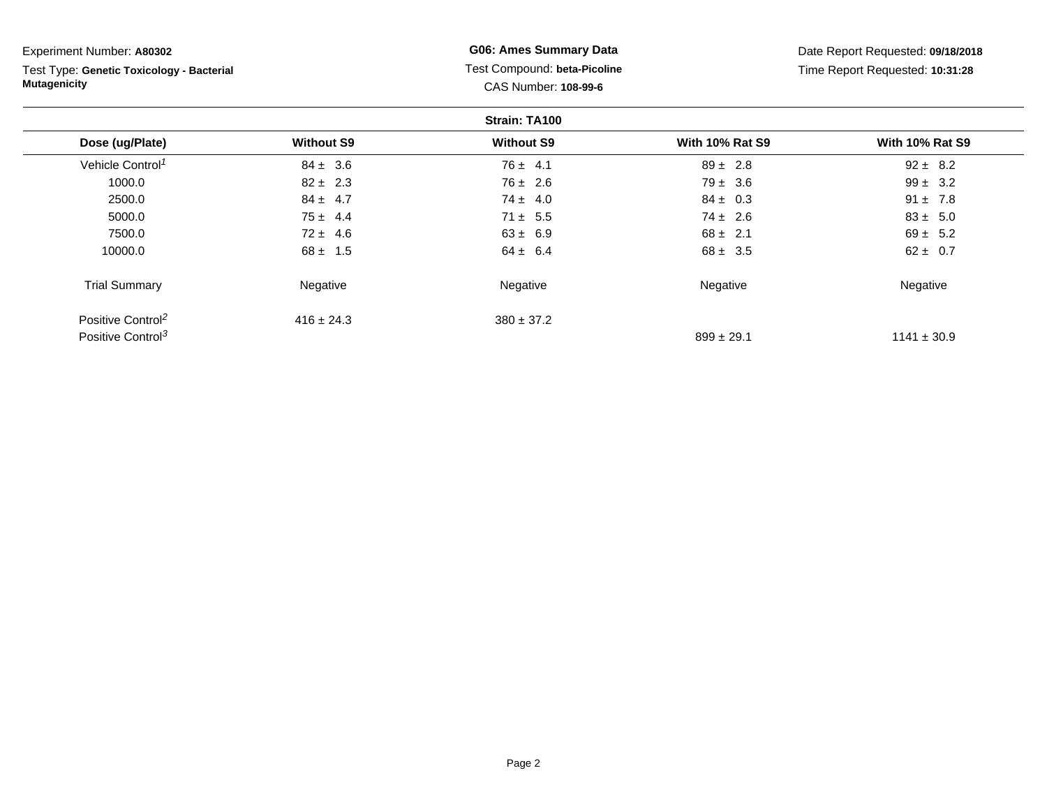Experiment Number: **A80302**

Test Type: **Genetic Toxicology - Bacterial Mutagenicity**

**G06: Ames Summary Data**

Test Compound: **beta-Picoline**

CAS Number: **108-99-6**

Date Report Requested: **09/18/2018**

Time Report Requested: **10:31:28**

**Strain: TA100**

| Dose (ug/Plate) | Without S9 | Without S9 | With 10% Rat S9 | With 10% Rat S9 |
|---|---|---|---|---|
| Vehicle Control[1] | 84 ± 3.6 | 76 ± 4.1 | 89 ± 2.8 | 92 ± 8.2 |
| 1000.0 | 82 ± 2.3 | 76 ± 2.6 | 79 ± 3.6 | 99 ± 3.2 |
| 2500.0 | 84 ± 4.7 | 74 ± 4.0 | 84 ± 0.3 | 91 ± 7.8 |
| 5000.0 | 75 ± 4.4 | 71 ± 5.5 | 74 ± 2.6 | 83 ± 5.0 |
| 7500.0 | 72 ± 4.6 | 63 ± 6.9 | 68 ± 2.1 | 69 ± 5.2 |
| 10000.0 | 68 ± 1.5 | 64 ± 6.4 | 68 ± 3.5 | 62 ± 0.7 |
| Trial Summary | Negative | Negative | Negative | Negative |
| Positive Control[2] | 416 ± 24.3 | 380 ± 37.2 | | |
| Positive Control[3] | | | 899 ± 29.1 | 1141 ± 30.9 |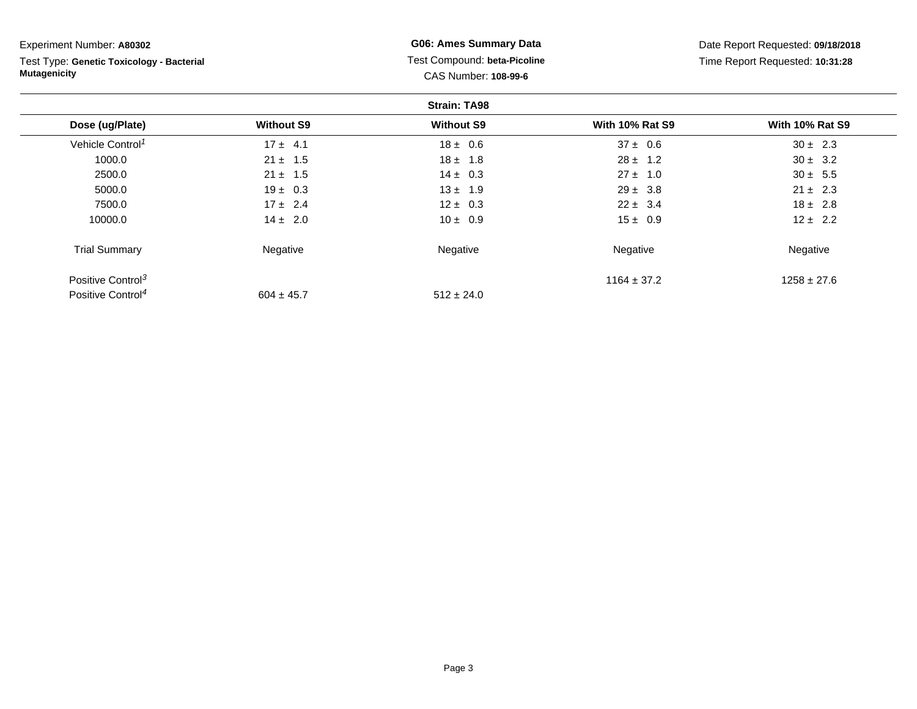Experiment Number: **A80302**

Test Type: **Genetic Toxicology - Bacterial Mutagenicity**

**G06: Ames Summary Data**

Test Compound: **beta-Picoline**

CAS Number: **108-99-6**

Date Report Requested: **09/18/2018**

Time Report Requested: **10:31:28**

**Strain: TA98**

| Dose (ug/Plate) | Without S9 | Without S9 | With 10% Rat S9 | With 10% Rat S9 |
|---|---|---|---|---|
| Vehicle Control[1] | 17 ± 4.1 | 18 ± 0.6 | 37 ± 0.6 | 30 ± 2.3 |
| 1000.0 | 21 ± 1.5 | 18 ± 1.8 | 28 ± 1.2 | 30 ± 3.2 |
| 2500.0 | 21 ± 1.5 | 14 ± 0.3 | 27 ± 1.0 | 30 ± 5.5 |
| 5000.0 | 19 ± 0.3 | 13 ± 1.9 | 29 ± 3.8 | 21 ± 2.3 |
| 7500.0 | 17 ± 2.4 | 12 ± 0.3 | 22 ± 3.4 | 18 ± 2.8 |
| 10000.0 | 14 ± 2.0 | 10 ± 0.9 | 15 ± 0.9 | 12 ± 2.2 |
| Trial Summary | Negative | Negative | Negative | Negative |
| Positive Control[3] | | | 1164 ± 37.2 | 1258 ± 27.6 |
| Positive Control[4] | 604 ± 45.7 | 512 ± 24.0 | | |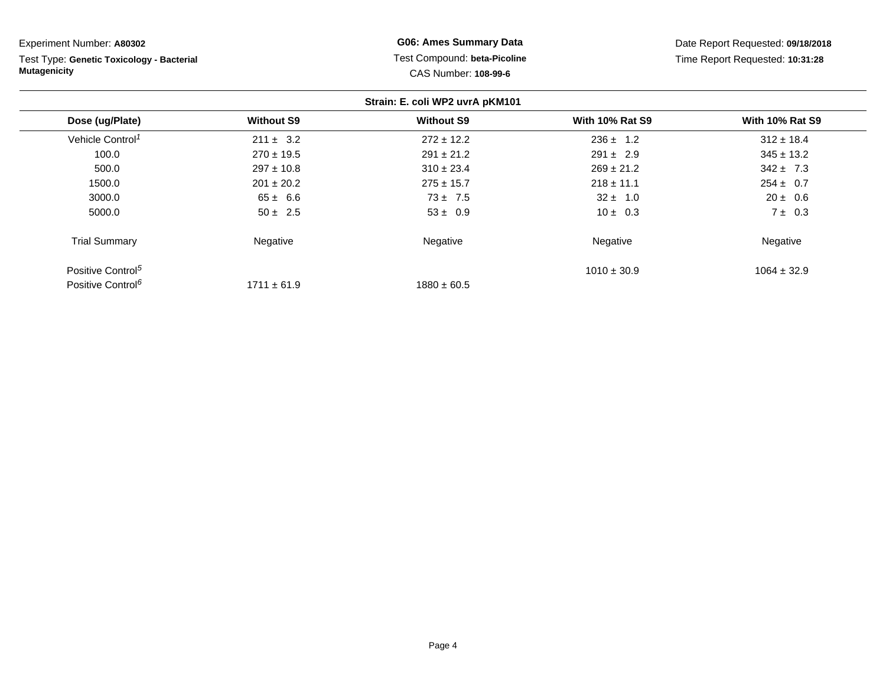Experiment Number: **A80302**

Test Type: **Genetic Toxicology - Bacterial Mutagenicity**

**G06: Ames Summary Data**

Test Compound: **beta-Picoline**

CAS Number: **108-99-6**

Date Report Requested: **09/18/2018**

Time Report Requested: **10:31:28**

**Strain: E. coli WP2 uvrA pKM101**

| Dose (ug/Plate) | Without S9 | Without S9 | With 10% Rat S9 | With 10% Rat S9 |
|---|---|---|---|---|
| Vehicle Control[1] | 211 ± 3.2 | 272 ± 12.2 | 236 ± 1.2 | 312 ± 18.4 |
| 100.0 | 270 ± 19.5 | 291 ± 21.2 | 291 ± 2.9 | 345 ± 13.2 |
| 500.0 | 297 ± 10.8 | 310 ± 23.4 | 269 ± 21.2 | 342 ± 7.3 |
| 1500.0 | 201 ± 20.2 | 275 ± 15.7 | 218 ± 11.1 | 254 ± 0.7 |
| 3000.0 | 65 ± 6.6 | 73 ± 7.5 | 32 ± 1.0 | 20 ± 0.6 |
| 5000.0 | 50 ± 2.5 | 53 ± 0.9 | 10 ± 0.3 | 7 ± 0.3 |
| Trial Summary | Negative | Negative | Negative | Negative |
| Positive Control[5] | | | 1010 ± 30.9 | 1064 ± 32.9 |
| Positive Control[6] | 1711 ± 61.9 | 1880 ± 60.5 | | |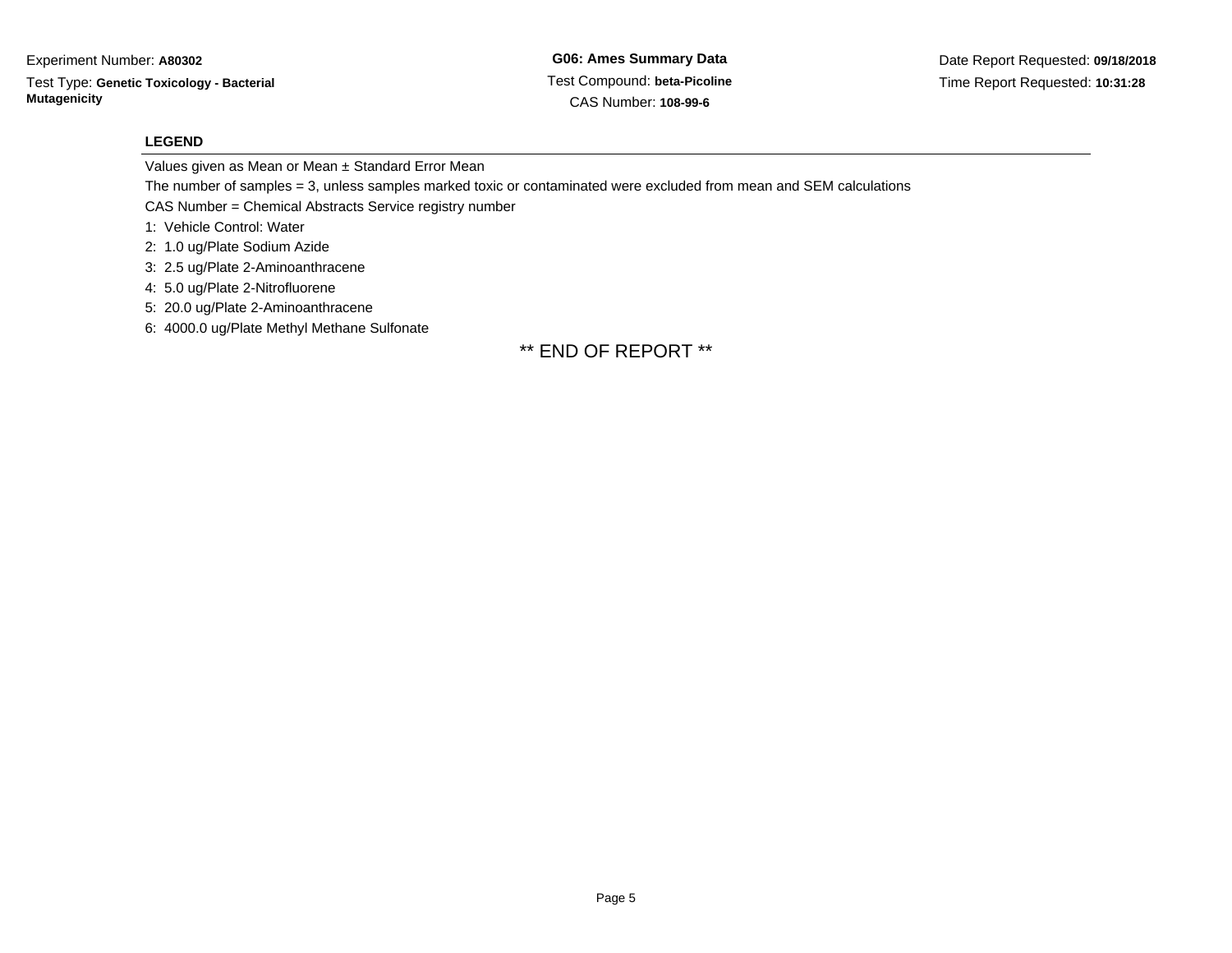Experiment Number: **A80302**

Test Type: **Genetic Toxicology - Bacterial Mutagenicity**

**G06: Ames Summary Data**

Test Compound: **beta-Picoline**

CAS Number: **108-99-6**

Date Report Requested: **09/18/2018**

Time Report Requested: **10:31:28**

**LEGEND**

Values given as Mean or Mean ± Standard Error Mean

The number of samples = 3, unless samples marked toxic or contaminated were excluded from mean and SEM calculations

CAS Number = Chemical Abstracts Service registry number

1: Vehicle Control: Water

2: 1.0 ug/Plate Sodium Azide

3: 2.5 ug/Plate 2-Aminoanthracene

4: 5.0 ug/Plate 2-Nitrofluorene

5: 20.0 ug/Plate 2-Aminoanthracene

6: 4000.0 ug/Plate Methyl Methane Sulfonate

** END OF REPORT **